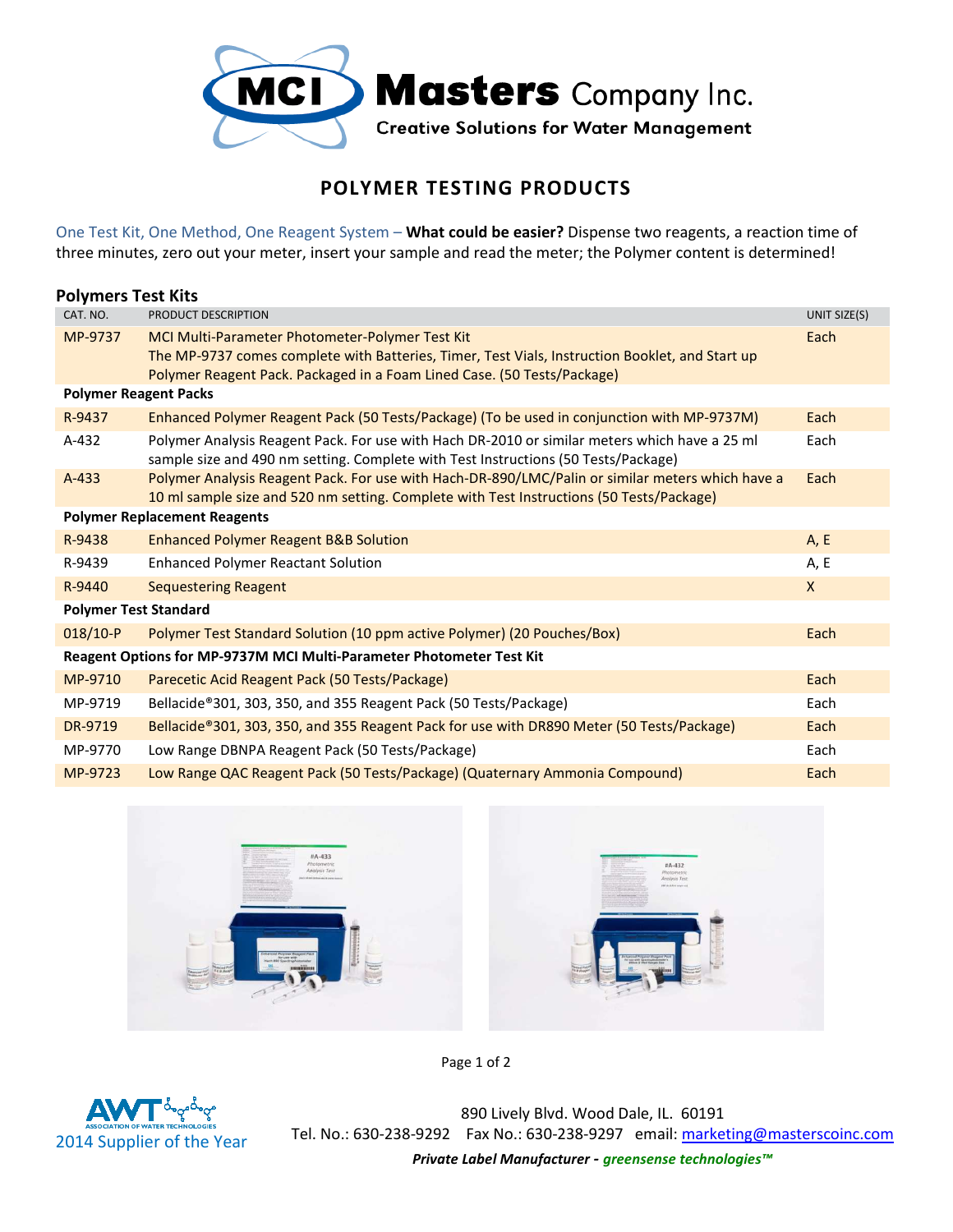# Masters Company Inc.

**Creative Solutions for Water Management**

## POLYMER TESTING PRODUCTS

One Test Kit, One Method, One Reagent System – **What could be easier?** Dispense two reagents, a reaction time of three minutes, zero out your meter, insert your sample and read the meter; the Polymer content is determined!

### Polymers Test Kits

| CAT. NO. | PRODUCT DESCRIPTION | UNIT SIZE(S) |
|---|---|---|
| MP-9737 | MCI Multi-Parameter Photometer-Polymer Test Kit<br>The MP-9737 comes complete with Batteries, Timer, Test Vials, Instruction Booklet, and Start up Polymer Reagent Pack. Packaged in a Foam Lined Case. (50 Tests/Package) | Each |
| **Polymer Reagent Packs** | | |
| R-9437 | Enhanced Polymer Reagent Pack (50 Tests/Package) (To be used in conjunction with MP-9737M) | Each |
| A-432 | Polymer Analysis Reagent Pack. For use with Hach DR-2010 or similar meters which have a 25 ml sample size and 490 nm setting. Complete with Test Instructions (50 Tests/Package) | Each |
| A-433 | Polymer Analysis Reagent Pack. For use with Hach-DR-890/LMC/Palin or similar meters which have a 10 ml sample size and 520 nm setting. Complete with Test Instructions (50 Tests/Package) | Each |
| **Polymer Replacement Reagents** | | |
| R-9438 | Enhanced Polymer Reagent B&B Solution | A, E |
| R-9439 | Enhanced Polymer Reactant Solution | A, E |
| R-9440 | Sequestering Reagent | X |
| **Polymer Test Standard** | | |
| 018/10-P | Polymer Test Standard Solution (10 ppm active Polymer) (20 Pouches/Box) | Each |
| **Reagent Options for MP-9737M MCI Multi-Parameter Photometer Test Kit** | | |
| MP-9710 | Parecetic Acid Reagent Pack (50 Tests/Package) | Each |
| MP-9719 | Bellacide®301, 303, 350, and 355 Reagent Pack (50 Tests/Package) | Each |
| DR-9719 | Bellacide®301, 303, 350, and 355 Reagent Pack for use with DR890 Meter (50 Tests/Package) | Each |
| MP-9770 | Low Range DBNPA Reagent Pack (50 Tests/Package) | Each |
| MP-9723 | Low Range QAC Reagent Pack (50 Tests/Package) (Quaternary Ammonia Compound) | Each |

AWT Association of Water Technologies 2014 Supplier of the Year

890 Lively Blvd. Wood Dale, IL. 60191
Tel. No.: 630-238-9292 Fax No.: 630-238-9297 email: marketing@masterscoinc.com

***Private Label Manufacturer - greensense technologies™***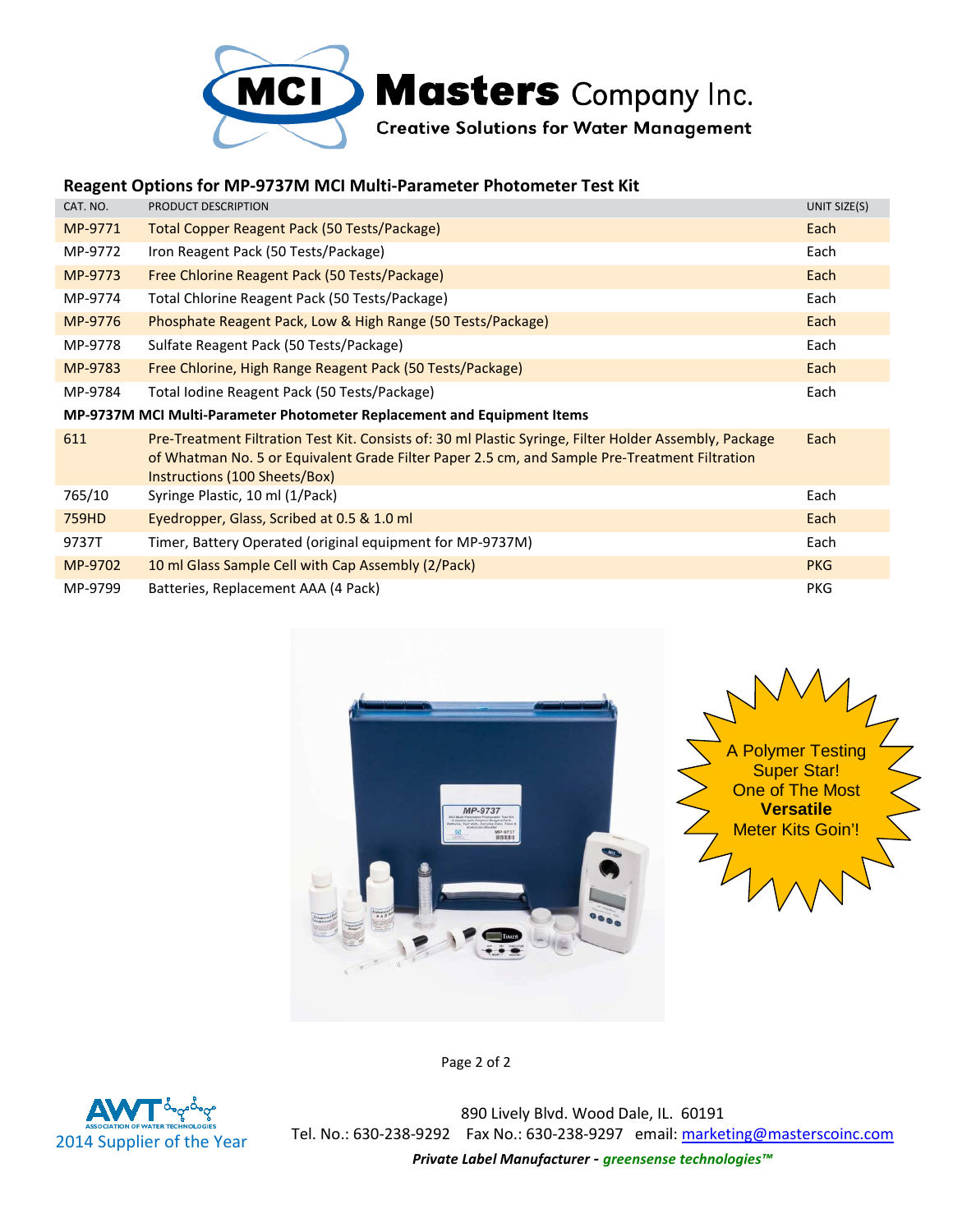# MCI Masters Company Inc.

Creative Solutions for Water Management

## Reagent Options for MP-9737M MCI Multi-Parameter Photometer Test Kit

| CAT. NO. | PRODUCT DESCRIPTION | UNIT SIZE(S) |
|---|---|---|
| MP-9771 | Total Copper Reagent Pack (50 Tests/Package) | Each |
| MP-9772 | Iron Reagent Pack (50 Tests/Package) | Each |
| MP-9773 | Free Chlorine Reagent Pack (50 Tests/Package) | Each |
| MP-9774 | Total Chlorine Reagent Pack (50 Tests/Package) | Each |
| MP-9776 | Phosphate Reagent Pack, Low & High Range (50 Tests/Package) | Each |
| MP-9778 | Sulfate Reagent Pack (50 Tests/Package) | Each |
| MP-9783 | Free Chlorine, High Range Reagent Pack (50 Tests/Package) | Each |
| MP-9784 | Total Iodine Reagent Pack (50 Tests/Package) | Each |
| **MP-9737M MCI Multi-Parameter Photometer Replacement and Equipment Items** | | |
| 611 | Pre-Treatment Filtration Test Kit. Consists of: 30 ml Plastic Syringe, Filter Holder Assembly, Package of Whatman No. 5 or Equivalent Grade Filter Paper 2.5 cm, and Sample Pre-Treatment Filtration Instructions (100 Sheets/Box) | Each |
| 765/10 | Syringe Plastic, 10 ml (1/Pack) | Each |
| 759HD | Eyedropper, Glass, Scribed at 0.5 & 1.0 ml | Each |
| 9737T | Timer, Battery Operated (original equipment for MP-9737M) | Each |
| MP-9702 | 10 ml Glass Sample Cell with Cap Assembly (2/Pack) | PKG |
| MP-9799 | Batteries, Replacement AAA (4 Pack) | PKG |

A Polymer Testing Super Star! One of The Most **Versatile** Meter Kits Goin'!

AWT Association of Water Technologies 2014 Supplier of the Year

890 Lively Blvd. Wood Dale, IL. 60191
Tel. No.: 630-238-9292 Fax No.: 630-238-9297 email: marketing@masterscoinc.com

***Private Label Manufacturer - greensense technologies™***